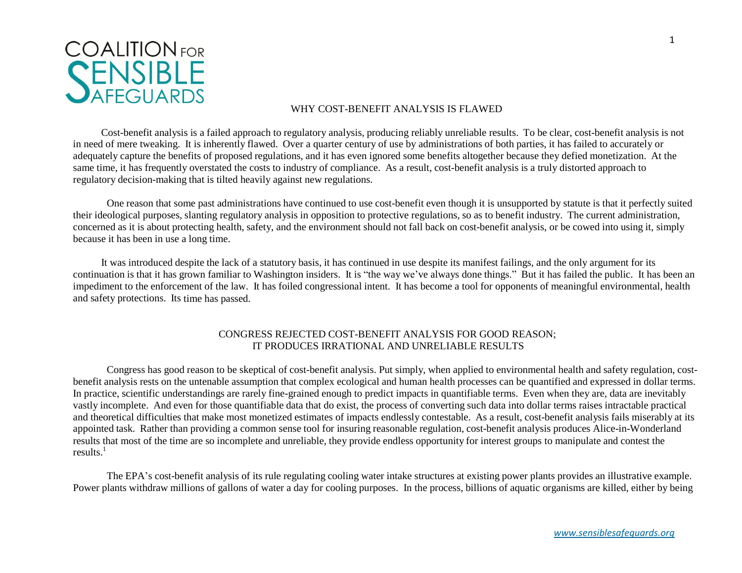COALITION FOR SENSIBLE SAFEGUARDS

# WHY COST-BENEFIT ANALYSIS IS FLAWED

Cost-benefit analysis is a failed approach to regulatory analysis, producing reliably unreliable results. To be clear, cost-benefit analysis is not in need of mere tweaking. It is inherently flawed. Over a quarter century of use by administrations of both parties, it has failed to accurately or adequately capture the benefits of proposed regulations, and it has even ignored some benefits altogether because they defied monetization. At the same time, it has frequently overstated the costs to industry of compliance. As a result, cost-benefit analysis is a truly distorted approach to regulatory decision-making that is tilted heavily against new regulations.

One reason that some past administrations have continued to use cost-benefit even though it is unsupported by statute is that it perfectly suited their ideological purposes, slanting regulatory analysis in opposition to protective regulations, so as to benefit industry. The current administration, concerned as it is about protecting health, safety, and the environment should not fall back on cost-benefit analysis, or be cowed into using it, simply because it has been in use a long time.

It was introduced despite the lack of a statutory basis, it has continued in use despite its manifest failings, and the only argument for its continuation is that it has grown familiar to Washington insiders. It is "the way we've always done things." But it has failed the public. It has been an impediment to the enforcement of the law. It has foiled congressional intent. It has become a tool for opponents of meaningful environmental, health and safety protections. Its time has passed.

## CONGRESS REJECTED COST-BENEFIT ANALYSIS FOR GOOD REASON; IT PRODUCES IRRATIONAL AND UNRELIABLE RESULTS

Congress has good reason to be skeptical of cost-benefit analysis. Put simply, when applied to environmental health and safety regulation, cost-benefit analysis rests on the untenable assumption that complex ecological and human health processes can be quantified and expressed in dollar terms. In practice, scientific understandings are rarely fine-grained enough to predict impacts in quantifiable terms. Even when they are, data are inevitably vastly incomplete. And even for those quantifiable data that do exist, the process of converting such data into dollar terms raises intractable practical and theoretical difficulties that make most monetized estimates of impacts endlessly contestable. As a result, cost-benefit analysis fails miserably at its appointed task. Rather than providing a common sense tool for insuring reasonable regulation, cost-benefit analysis produces Alice-in-Wonderland results that most of the time are so incomplete and unreliable, they provide endless opportunity for interest groups to manipulate and contest the results.[1]

The EPA's cost-benefit analysis of its rule regulating cooling water intake structures at existing power plants provides an illustrative example. Power plants withdraw millions of gallons of water a day for cooling purposes. In the process, billions of aquatic organisms are killed, either by being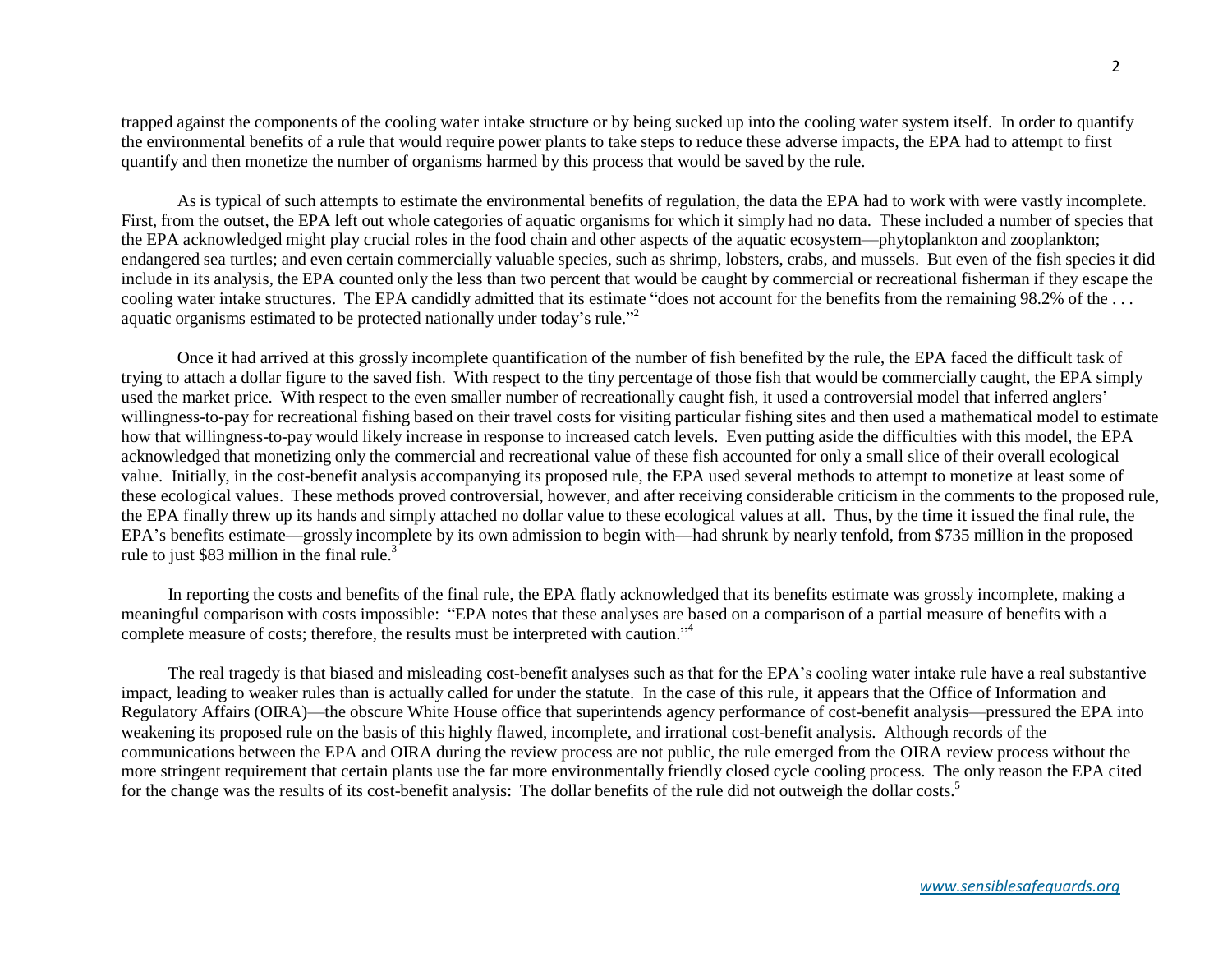trapped against the components of the cooling water intake structure or by being sucked up into the cooling water system itself. In order to quantify the environmental benefits of a rule that would require power plants to take steps to reduce these adverse impacts, the EPA had to attempt to first quantify and then monetize the number of organisms harmed by this process that would be saved by the rule.

As is typical of such attempts to estimate the environmental benefits of regulation, the data the EPA had to work with were vastly incomplete. First, from the outset, the EPA left out whole categories of aquatic organisms for which it simply had no data. These included a number of species that the EPA acknowledged might play crucial roles in the food chain and other aspects of the aquatic ecosystem—phytoplankton and zooplankton; endangered sea turtles; and even certain commercially valuable species, such as shrimp, lobsters, crabs, and mussels. But even of the fish species it did include in its analysis, the EPA counted only the less than two percent that would be caught by commercial or recreational fisherman if they escape the cooling water intake structures. The EPA candidly admitted that its estimate "does not account for the benefits from the remaining 98.2% of the . . . aquatic organisms estimated to be protected nationally under today's rule."[2]

Once it had arrived at this grossly incomplete quantification of the number of fish benefited by the rule, the EPA faced the difficult task of trying to attach a dollar figure to the saved fish. With respect to the tiny percentage of those fish that would be commercially caught, the EPA simply used the market price. With respect to the even smaller number of recreationally caught fish, it used a controversial model that inferred anglers' willingness-to-pay for recreational fishing based on their travel costs for visiting particular fishing sites and then used a mathematical model to estimate how that willingness-to-pay would likely increase in response to increased catch levels. Even putting aside the difficulties with this model, the EPA acknowledged that monetizing only the commercial and recreational value of these fish accounted for only a small slice of their overall ecological value. Initially, in the cost-benefit analysis accompanying its proposed rule, the EPA used several methods to attempt to monetize at least some of these ecological values. These methods proved controversial, however, and after receiving considerable criticism in the comments to the proposed rule, the EPA finally threw up its hands and simply attached no dollar value to these ecological values at all. Thus, by the time it issued the final rule, the EPA's benefits estimate—grossly incomplete by its own admission to begin with—had shrunk by nearly tenfold, from $735 million in the proposed rule to just $83 million in the final rule.[3]

In reporting the costs and benefits of the final rule, the EPA flatly acknowledged that its benefits estimate was grossly incomplete, making a meaningful comparison with costs impossible: "EPA notes that these analyses are based on a comparison of a partial measure of benefits with a complete measure of costs; therefore, the results must be interpreted with caution."[4]

The real tragedy is that biased and misleading cost-benefit analyses such as that for the EPA's cooling water intake rule have a real substantive impact, leading to weaker rules than is actually called for under the statute. In the case of this rule, it appears that the Office of Information and Regulatory Affairs (OIRA)—the obscure White House office that superintends agency performance of cost-benefit analysis—pressured the EPA into weakening its proposed rule on the basis of this highly flawed, incomplete, and irrational cost-benefit analysis. Although records of the communications between the EPA and OIRA during the review process are not public, the rule emerged from the OIRA review process without the more stringent requirement that certain plants use the far more environmentally friendly closed cycle cooling process. The only reason the EPA cited for the change was the results of its cost-benefit analysis: The dollar benefits of the rule did not outweigh the dollar costs.[5]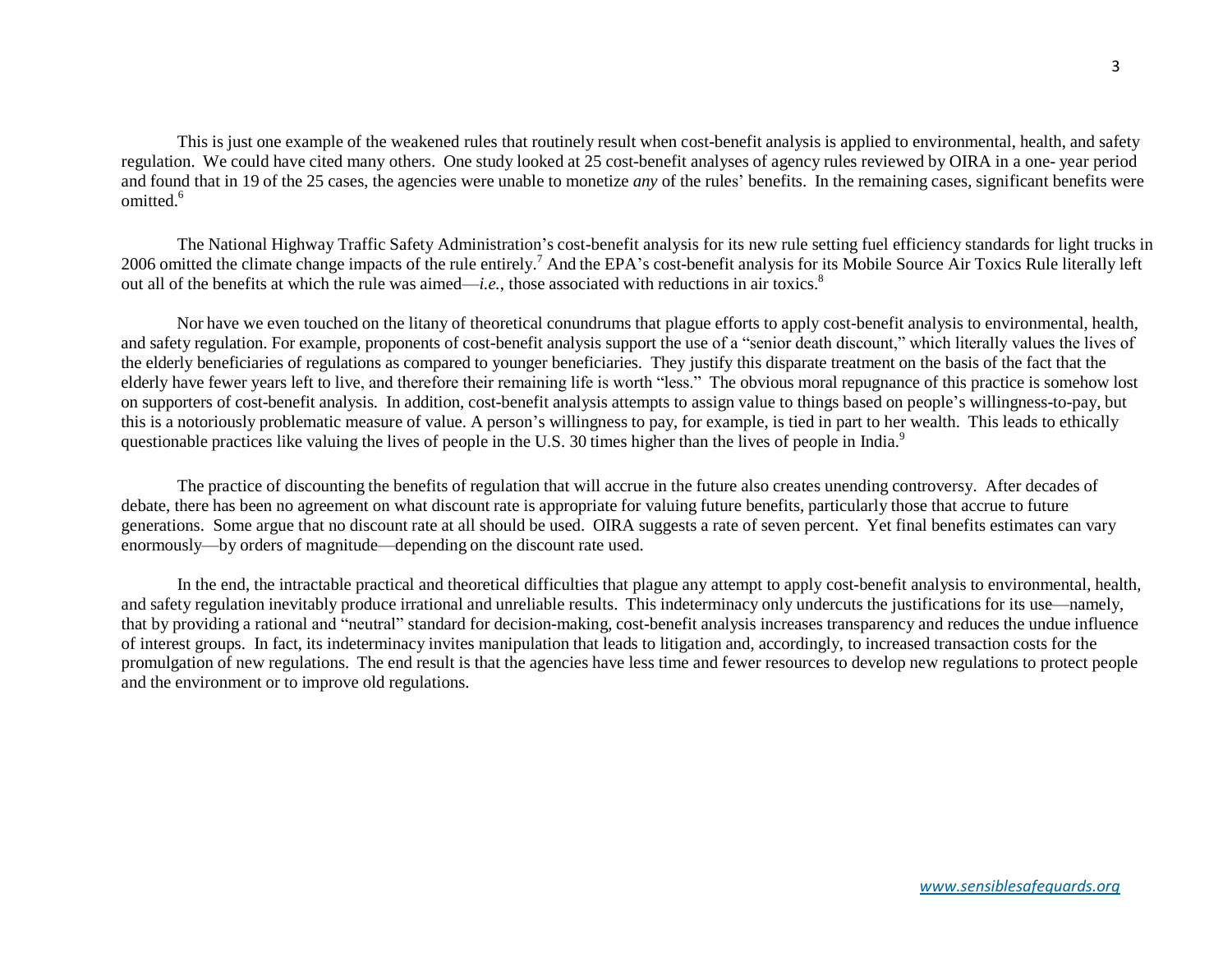This is just one example of the weakened rules that routinely result when cost-benefit analysis is applied to environmental, health, and safety regulation. We could have cited many others. One study looked at 25 cost-benefit analyses of agency rules reviewed by OIRA in a one- year period and found that in 19 of the 25 cases, the agencies were unable to monetize *any* of the rules' benefits. In the remaining cases, significant benefits were omitted.[6]

The National Highway Traffic Safety Administration's cost-benefit analysis for its new rule setting fuel efficiency standards for light trucks in 2006 omitted the climate change impacts of the rule entirely.[7] And the EPA's cost-benefit analysis for its Mobile Source Air Toxics Rule literally left out all of the benefits at which the rule was aimed—*i.e.*, those associated with reductions in air toxics.[8]

Nor have we even touched on the litany of theoretical conundrums that plague efforts to apply cost-benefit analysis to environmental, health, and safety regulation. For example, proponents of cost-benefit analysis support the use of a "senior death discount," which literally values the lives of the elderly beneficiaries of regulations as compared to younger beneficiaries. They justify this disparate treatment on the basis of the fact that the elderly have fewer years left to live, and therefore their remaining life is worth "less." The obvious moral repugnance of this practice is somehow lost on supporters of cost-benefit analysis. In addition, cost-benefit analysis attempts to assign value to things based on people's willingness-to-pay, but this is a notoriously problematic measure of value. A person's willingness to pay, for example, is tied in part to her wealth. This leads to ethically questionable practices like valuing the lives of people in the U.S. 30 times higher than the lives of people in India.[9]

The practice of discounting the benefits of regulation that will accrue in the future also creates unending controversy. After decades of debate, there has been no agreement on what discount rate is appropriate for valuing future benefits, particularly those that accrue to future generations. Some argue that no discount rate at all should be used. OIRA suggests a rate of seven percent. Yet final benefits estimates can vary enormously—by orders of magnitude—depending on the discount rate used.

In the end, the intractable practical and theoretical difficulties that plague any attempt to apply cost-benefit analysis to environmental, health, and safety regulation inevitably produce irrational and unreliable results. This indeterminacy only undercuts the justifications for its use—namely, that by providing a rational and "neutral" standard for decision-making, cost-benefit analysis increases transparency and reduces the undue influence of interest groups. In fact, its indeterminacy invites manipulation that leads to litigation and, accordingly, to increased transaction costs for the promulgation of new regulations. The end result is that the agencies have less time and fewer resources to develop new regulations to protect people and the environment or to improve old regulations.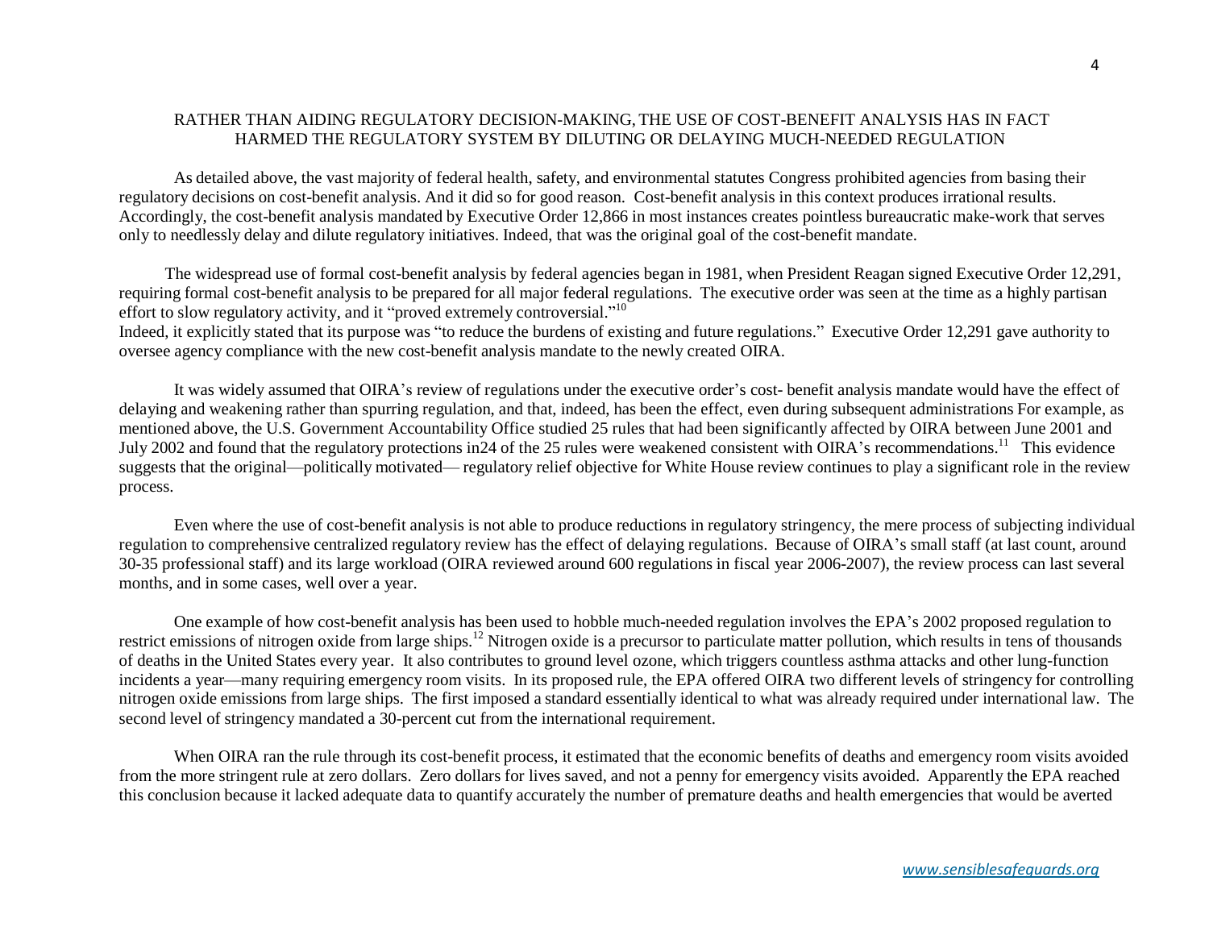## RATHER THAN AIDING REGULATORY DECISION-MAKING, THE USE OF COST-BENEFIT ANALYSIS HAS IN FACT HARMED THE REGULATORY SYSTEM BY DILUTING OR DELAYING MUCH-NEEDED REGULATION

As detailed above, the vast majority of federal health, safety, and environmental statutes Congress prohibited agencies from basing their regulatory decisions on cost-benefit analysis. And it did so for good reason. Cost-benefit analysis in this context produces irrational results. Accordingly, the cost-benefit analysis mandated by Executive Order 12,866 in most instances creates pointless bureaucratic make-work that serves only to needlessly delay and dilute regulatory initiatives. Indeed, that was the original goal of the cost-benefit mandate.

The widespread use of formal cost-benefit analysis by federal agencies began in 1981, when President Reagan signed Executive Order 12,291, requiring formal cost-benefit analysis to be prepared for all major federal regulations. The executive order was seen at the time as a highly partisan effort to slow regulatory activity, and it "proved extremely controversial."[10]
Indeed, it explicitly stated that its purpose was "to reduce the burdens of existing and future regulations." Executive Order 12,291 gave authority to oversee agency compliance with the new cost-benefit analysis mandate to the newly created OIRA.

It was widely assumed that OIRA's review of regulations under the executive order's cost- benefit analysis mandate would have the effect of delaying and weakening rather than spurring regulation, and that, indeed, has been the effect, even during subsequent administrations For example, as mentioned above, the U.S. Government Accountability Office studied 25 rules that had been significantly affected by OIRA between June 2001 and July 2002 and found that the regulatory protections in24 of the 25 rules were weakened consistent with OIRA's recommendations.[11] This evidence suggests that the original—politically motivated— regulatory relief objective for White House review continues to play a significant role in the review process.

Even where the use of cost-benefit analysis is not able to produce reductions in regulatory stringency, the mere process of subjecting individual regulation to comprehensive centralized regulatory review has the effect of delaying regulations. Because of OIRA's small staff (at last count, around 30-35 professional staff) and its large workload (OIRA reviewed around 600 regulations in fiscal year 2006-2007), the review process can last several months, and in some cases, well over a year.

One example of how cost-benefit analysis has been used to hobble much-needed regulation involves the EPA's 2002 proposed regulation to restrict emissions of nitrogen oxide from large ships.[12] Nitrogen oxide is a precursor to particulate matter pollution, which results in tens of thousands of deaths in the United States every year. It also contributes to ground level ozone, which triggers countless asthma attacks and other lung-function incidents a year—many requiring emergency room visits. In its proposed rule, the EPA offered OIRA two different levels of stringency for controlling nitrogen oxide emissions from large ships. The first imposed a standard essentially identical to what was already required under international law. The second level of stringency mandated a 30-percent cut from the international requirement.

When OIRA ran the rule through its cost-benefit process, it estimated that the economic benefits of deaths and emergency room visits avoided from the more stringent rule at zero dollars. Zero dollars for lives saved, and not a penny for emergency visits avoided. Apparently the EPA reached this conclusion because it lacked adequate data to quantify accurately the number of premature deaths and health emergencies that would be averted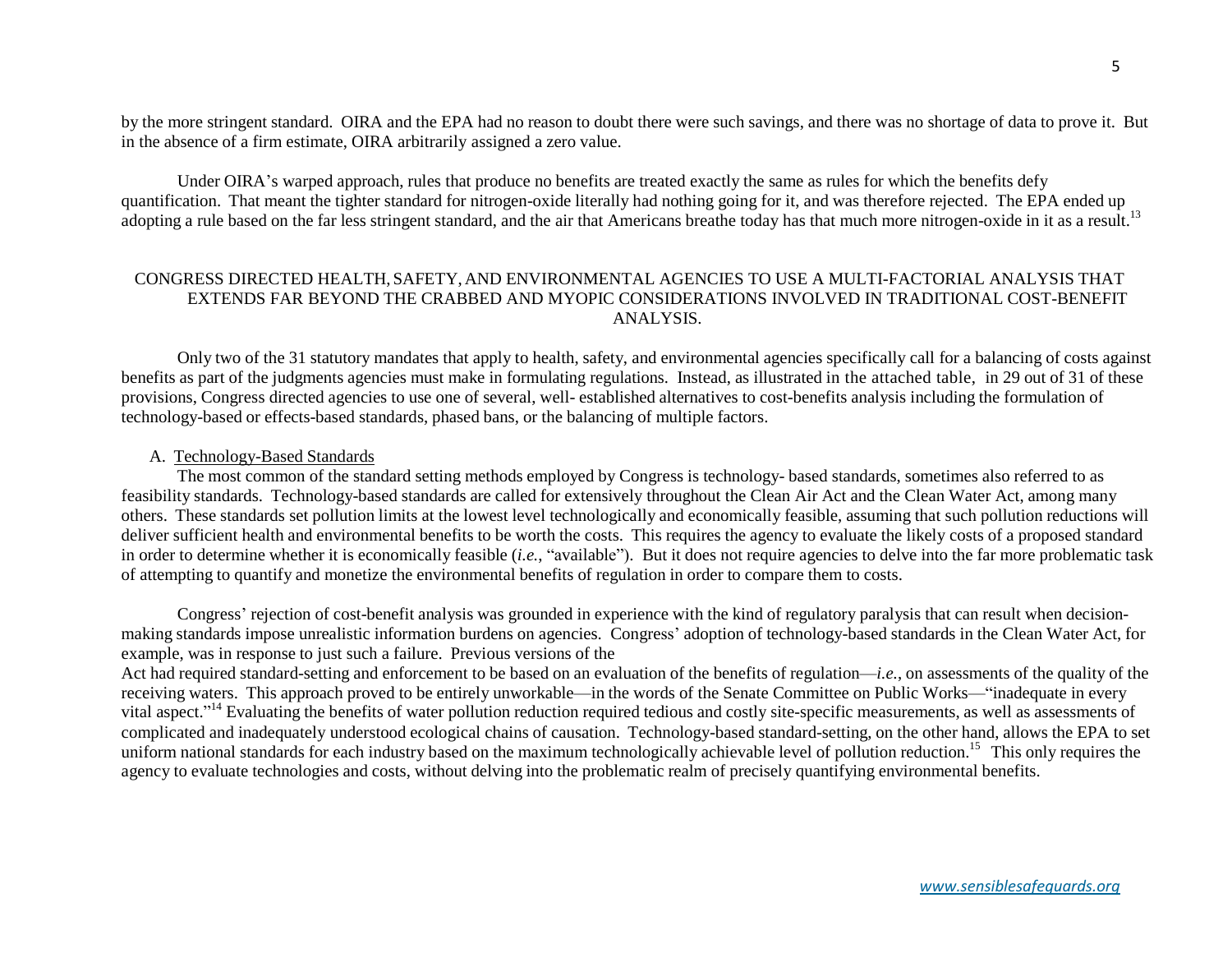by the more stringent standard. OIRA and the EPA had no reason to doubt there were such savings, and there was no shortage of data to prove it. But in the absence of a firm estimate, OIRA arbitrarily assigned a zero value.

Under OIRA's warped approach, rules that produce no benefits are treated exactly the same as rules for which the benefits defy quantification. That meant the tighter standard for nitrogen-oxide literally had nothing going for it, and was therefore rejected. The EPA ended up adopting a rule based on the far less stringent standard, and the air that Americans breathe today has that much more nitrogen-oxide in it as a result.[13]

## CONGRESS DIRECTED HEALTH, SAFETY, AND ENVIRONMENTAL AGENCIES TO USE A MULTI-FACTORIAL ANALYSIS THAT EXTENDS FAR BEYOND THE CRABBED AND MYOPIC CONSIDERATIONS INVOLVED IN TRADITIONAL COST-BENEFIT ANALYSIS.

Only two of the 31 statutory mandates that apply to health, safety, and environmental agencies specifically call for a balancing of costs against benefits as part of the judgments agencies must make in formulating regulations. Instead, as illustrated in the attached table, in 29 out of 31 of these provisions, Congress directed agencies to use one of several, well- established alternatives to cost-benefits analysis including the formulation of technology-based or effects-based standards, phased bans, or the balancing of multiple factors.

### A. Technology-Based Standards

The most common of the standard setting methods employed by Congress is technology- based standards, sometimes also referred to as feasibility standards. Technology-based standards are called for extensively throughout the Clean Air Act and the Clean Water Act, among many others. These standards set pollution limits at the lowest level technologically and economically feasible, assuming that such pollution reductions will deliver sufficient health and environmental benefits to be worth the costs. This requires the agency to evaluate the likely costs of a proposed standard in order to determine whether it is economically feasible (*i.e.*, "available"). But it does not require agencies to delve into the far more problematic task of attempting to quantify and monetize the environmental benefits of regulation in order to compare them to costs.

Congress' rejection of cost-benefit analysis was grounded in experience with the kind of regulatory paralysis that can result when decision-making standards impose unrealistic information burdens on agencies. Congress' adoption of technology-based standards in the Clean Water Act, for example, was in response to just such a failure. Previous versions of the Act had required standard-setting and enforcement to be based on an evaluation of the benefits of regulation—*i.e.*, on assessments of the quality of the receiving waters. This approach proved to be entirely unworkable—in the words of the Senate Committee on Public Works—"inadequate in every vital aspect."[14] Evaluating the benefits of water pollution reduction required tedious and costly site-specific measurements, as well as assessments of complicated and inadequately understood ecological chains of causation. Technology-based standard-setting, on the other hand, allows the EPA to set uniform national standards for each industry based on the maximum technologically achievable level of pollution reduction.[15] This only requires the agency to evaluate technologies and costs, without delving into the problematic realm of precisely quantifying environmental benefits.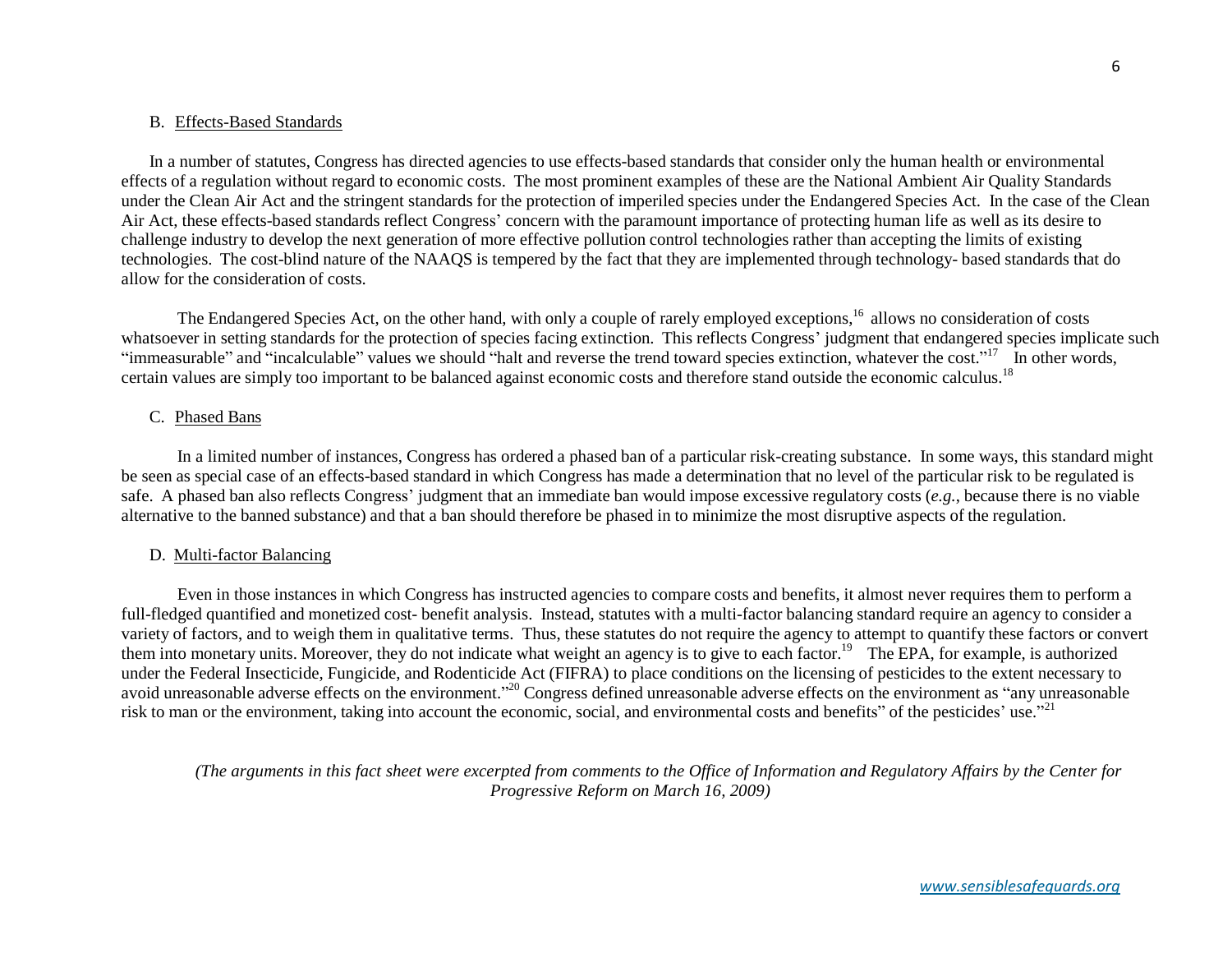### B. Effects-Based Standards

In a number of statutes, Congress has directed agencies to use effects-based standards that consider only the human health or environmental effects of a regulation without regard to economic costs. The most prominent examples of these are the National Ambient Air Quality Standards under the Clean Air Act and the stringent standards for the protection of imperiled species under the Endangered Species Act. In the case of the Clean Air Act, these effects-based standards reflect Congress' concern with the paramount importance of protecting human life as well as its desire to challenge industry to develop the next generation of more effective pollution control technologies rather than accepting the limits of existing technologies. The cost-blind nature of the NAAQS is tempered by the fact that they are implemented through technology- based standards that do allow for the consideration of costs.

The Endangered Species Act, on the other hand, with only a couple of rarely employed exceptions,[16] allows no consideration of costs whatsoever in setting standards for the protection of species facing extinction. This reflects Congress' judgment that endangered species implicate such "immeasurable" and "incalculable" values we should "halt and reverse the trend toward species extinction, whatever the cost."[17] In other words, certain values are simply too important to be balanced against economic costs and therefore stand outside the economic calculus.[18]

### C. Phased Bans

In a limited number of instances, Congress has ordered a phased ban of a particular risk-creating substance. In some ways, this standard might be seen as special case of an effects-based standard in which Congress has made a determination that no level of the particular risk to be regulated is safe. A phased ban also reflects Congress' judgment that an immediate ban would impose excessive regulatory costs (*e.g.*, because there is no viable alternative to the banned substance) and that a ban should therefore be phased in to minimize the most disruptive aspects of the regulation.

### D. Multi-factor Balancing

Even in those instances in which Congress has instructed agencies to compare costs and benefits, it almost never requires them to perform a full-fledged quantified and monetized cost- benefit analysis. Instead, statutes with a multi-factor balancing standard require an agency to consider a variety of factors, and to weigh them in qualitative terms. Thus, these statutes do not require the agency to attempt to quantify these factors or convert them into monetary units. Moreover, they do not indicate what weight an agency is to give to each factor.[19] The EPA, for example, is authorized under the Federal Insecticide, Fungicide, and Rodenticide Act (FIFRA) to place conditions on the licensing of pesticides to the extent necessary to avoid unreasonable adverse effects on the environment."[20] Congress defined unreasonable adverse effects on the environment as "any unreasonable risk to man or the environment, taking into account the economic, social, and environmental costs and benefits" of the pesticides' use."[21]

*(The arguments in this fact sheet were excerpted from comments to the Office of Information and Regulatory Affairs by the Center for Progressive Reform on March 16, 2009)*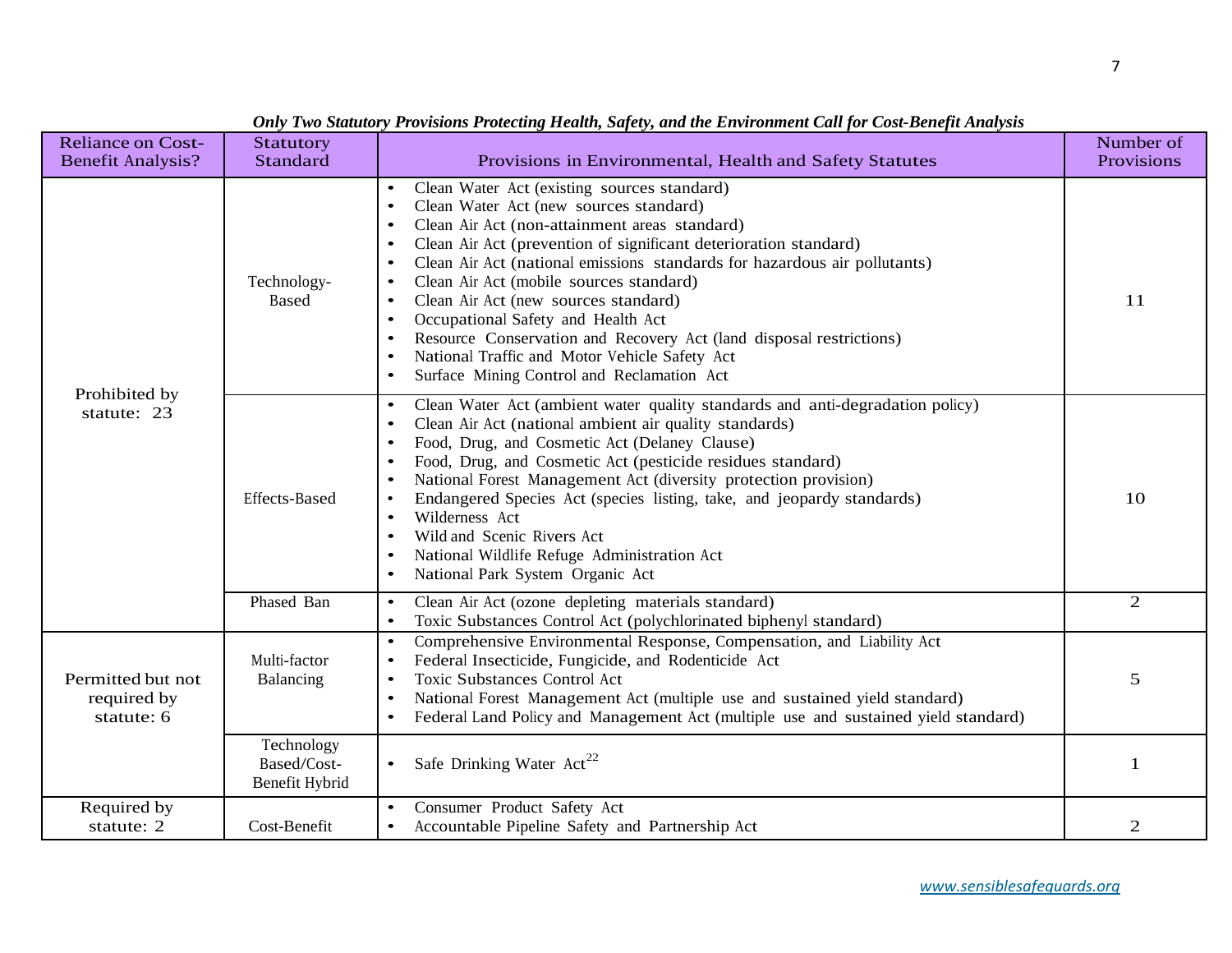*Only Two Statutory Provisions Protecting Health, Safety, and the Environment Call for Cost-Benefit Analysis*

| Reliance on Cost-Benefit Analysis? | Statutory Standard | Provisions in Environmental, Health and Safety Statutes | Number of Provisions |
|---|---|---|---|
| Prohibited by statute: 23 | Technology-Based | • Clean Water Act (existing sources standard)<br>• Clean Water Act (new sources standard)<br>• Clean Air Act (non-attainment areas standard)<br>• Clean Air Act (prevention of significant deterioration standard)<br>• Clean Air Act (national emissions standards for hazardous air pollutants)<br>• Clean Air Act (mobile sources standard)<br>• Clean Air Act (new sources standard)<br>• Occupational Safety and Health Act<br>• Resource Conservation and Recovery Act (land disposal restrictions)<br>• National Traffic and Motor Vehicle Safety Act<br>• Surface Mining Control and Reclamation Act | 11 |
| | Effects-Based | • Clean Water Act (ambient water quality standards and anti-degradation policy)<br>• Clean Air Act (national ambient air quality standards)<br>• Food, Drug, and Cosmetic Act (Delaney Clause)<br>• Food, Drug, and Cosmetic Act (pesticide residues standard)<br>• National Forest Management Act (diversity protection provision)<br>• Endangered Species Act (species listing, take, and jeopardy standards)<br>• Wilderness Act<br>• Wild and Scenic Rivers Act<br>• National Wildlife Refuge Administration Act<br>• National Park System Organic Act | 10 |
| | Phased Ban | • Clean Air Act (ozone depleting materials standard)<br>• Toxic Substances Control Act (polychlorinated biphenyl standard) | 2 |
| Permitted but not required by statute: 6 | Multi-factor Balancing | • Comprehensive Environmental Response, Compensation, and Liability Act<br>• Federal Insecticide, Fungicide, and Rodenticide Act<br>• Toxic Substances Control Act<br>• National Forest Management Act (multiple use and sustained yield standard)<br>• Federal Land Policy and Management Act (multiple use and sustained yield standard) | 5 |
| | Technology Based/Cost-Benefit Hybrid | • Safe Drinking Water Act[22] | 1 |
| Required by statute: 2 | Cost-Benefit | • Consumer Product Safety Act<br>• Accountable Pipeline Safety and Partnership Act | 2 |

www.sensiblesafeguards.org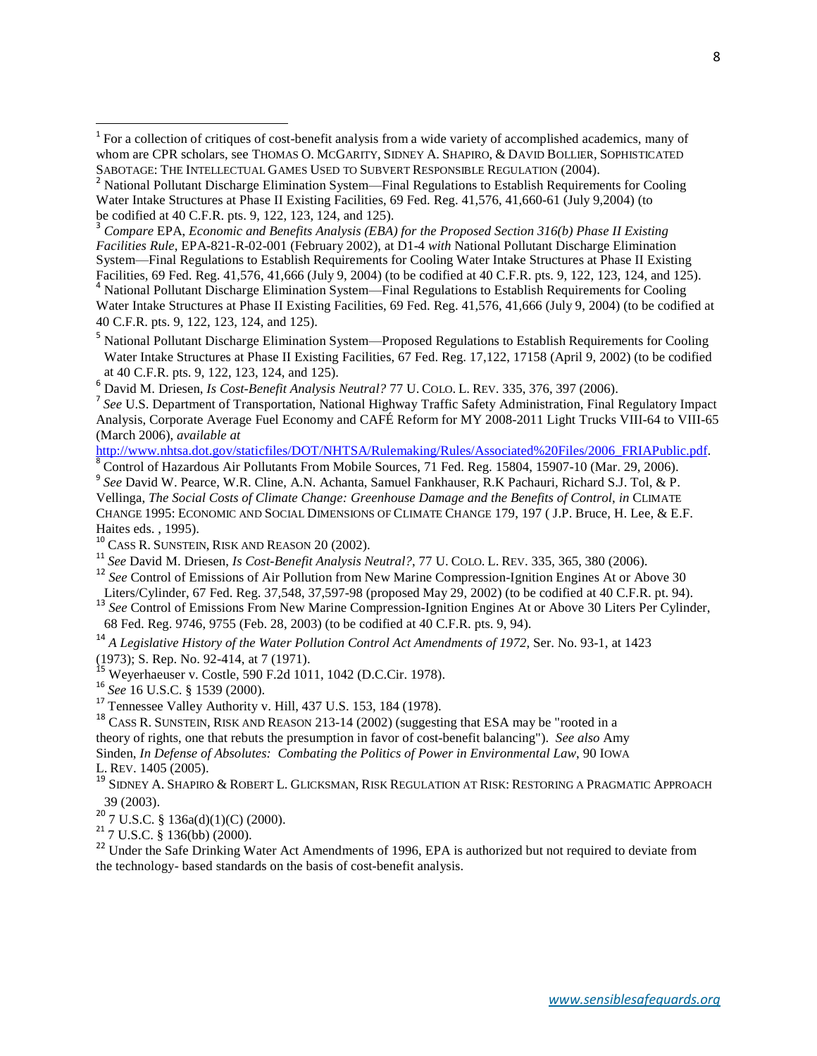[1] For a collection of critiques of cost-benefit analysis from a wide variety of accomplished academics, many of whom are CPR scholars, see THOMAS O. MCGARITY, SIDNEY A. SHAPIRO, & DAVID BOLLIER, SOPHISTICATED SABOTAGE: THE INTELLECTUAL GAMES USED TO SUBVERT RESPONSIBLE REGULATION (2004).

[2] National Pollutant Discharge Elimination System—Final Regulations to Establish Requirements for Cooling Water Intake Structures at Phase II Existing Facilities, 69 Fed. Reg. 41,576, 41,660-61 (July 9,2004) (to be codified at 40 C.F.R. pts. 9, 122, 123, 124, and 125).

[3] *Compare* EPA, *Economic and Benefits Analysis (EBA) for the Proposed Section 316(b) Phase II Existing Facilities Rule*, EPA-821-R-02-001 (February 2002), at D1-4 *with* National Pollutant Discharge Elimination System—Final Regulations to Establish Requirements for Cooling Water Intake Structures at Phase II Existing Facilities, 69 Fed. Reg. 41,576, 41,666 (July 9, 2004) (to be codified at 40 C.F.R. pts. 9, 122, 123, 124, and 125).

[4] National Pollutant Discharge Elimination System—Final Regulations to Establish Requirements for Cooling Water Intake Structures at Phase II Existing Facilities, 69 Fed. Reg. 41,576, 41,666 (July 9, 2004) (to be codified at 40 C.F.R. pts. 9, 122, 123, 124, and 125).

[5] National Pollutant Discharge Elimination System—Proposed Regulations to Establish Requirements for Cooling Water Intake Structures at Phase II Existing Facilities, 67 Fed. Reg. 17,122, 17158 (April 9, 2002) (to be codified at 40 C.F.R. pts. 9, 122, 123, 124, and 125).

[6] David M. Driesen, *Is Cost-Benefit Analysis Neutral?* 77 U. COLO. L. REV. 335, 376, 397 (2006).

[7] *See* U.S. Department of Transportation, National Highway Traffic Safety Administration, Final Regulatory Impact Analysis, Corporate Average Fuel Economy and CAFÉ Reform for MY 2008-2011 Light Trucks VIII-64 to VIII-65 (March 2006), *available at* http://www.nhtsa.dot.gov/staticfiles/DOT/NHTSA/Rulemaking/Rules/Associated%20Files/2006_FRIAPublic.pdf.

[8] Control of Hazardous Air Pollutants From Mobile Sources, 71 Fed. Reg. 15804, 15907-10 (Mar. 29, 2006).

[9] *See* David W. Pearce, W.R. Cline, A.N. Achanta, Samuel Fankhauser, R.K Pachauri, Richard S.J. Tol, & P. Vellinga, *The Social Costs of Climate Change: Greenhouse Damage and the Benefits of Control*, *in* CLIMATE CHANGE 1995: ECONOMIC AND SOCIAL DIMENSIONS OF CLIMATE CHANGE 179, 197 ( J.P. Bruce, H. Lee, & E.F. Haites eds. , 1995).

[10] CASS R. SUNSTEIN, RISK AND REASON 20 (2002).

[11] *See* David M. Driesen, *Is Cost-Benefit Analysis Neutral?*, 77 U. COLO. L. REV. 335, 365, 380 (2006).

[12] *See* Control of Emissions of Air Pollution from New Marine Compression-Ignition Engines At or Above 30 Liters/Cylinder, 67 Fed. Reg. 37,548, 37,597-98 (proposed May 29, 2002) (to be codified at 40 C.F.R. pt. 94).

[13] *See* Control of Emissions From New Marine Compression-Ignition Engines At or Above 30 Liters Per Cylinder, 68 Fed. Reg. 9746, 9755 (Feb. 28, 2003) (to be codified at 40 C.F.R. pts. 9, 94).

[14] *A Legislative History of the Water Pollution Control Act Amendments of 1972*, Ser. No. 93-1, at 1423 (1973); S. Rep. No. 92-414, at 7 (1971).

[15] Weyerhaeuser v. Costle, 590 F.2d 1011, 1042 (D.C.Cir. 1978).

[16] *See* 16 U.S.C. § 1539 (2000).

[17] Tennessee Valley Authority v. Hill, 437 U.S. 153, 184 (1978).

[18] CASS R. SUNSTEIN, RISK AND REASON 213-14 (2002) (suggesting that ESA may be "rooted in a theory of rights, one that rebuts the presumption in favor of cost-benefit balancing"). *See also* Amy Sinden, *In Defense of Absolutes: Combating the Politics of Power in Environmental Law*, 90 IOWA L. REV. 1405 (2005).

[19] SIDNEY A. SHAPIRO & ROBERT L. GLICKSMAN, RISK REGULATION AT RISK: RESTORING A PRAGMATIC APPROACH 39 (2003).

[20] 7 U.S.C. § 136a(d)(1)(C) (2000).

[21] 7 U.S.C. § 136(bb) (2000).

[22] Under the Safe Drinking Water Act Amendments of 1996, EPA is authorized but not required to deviate from the technology- based standards on the basis of cost-benefit analysis.